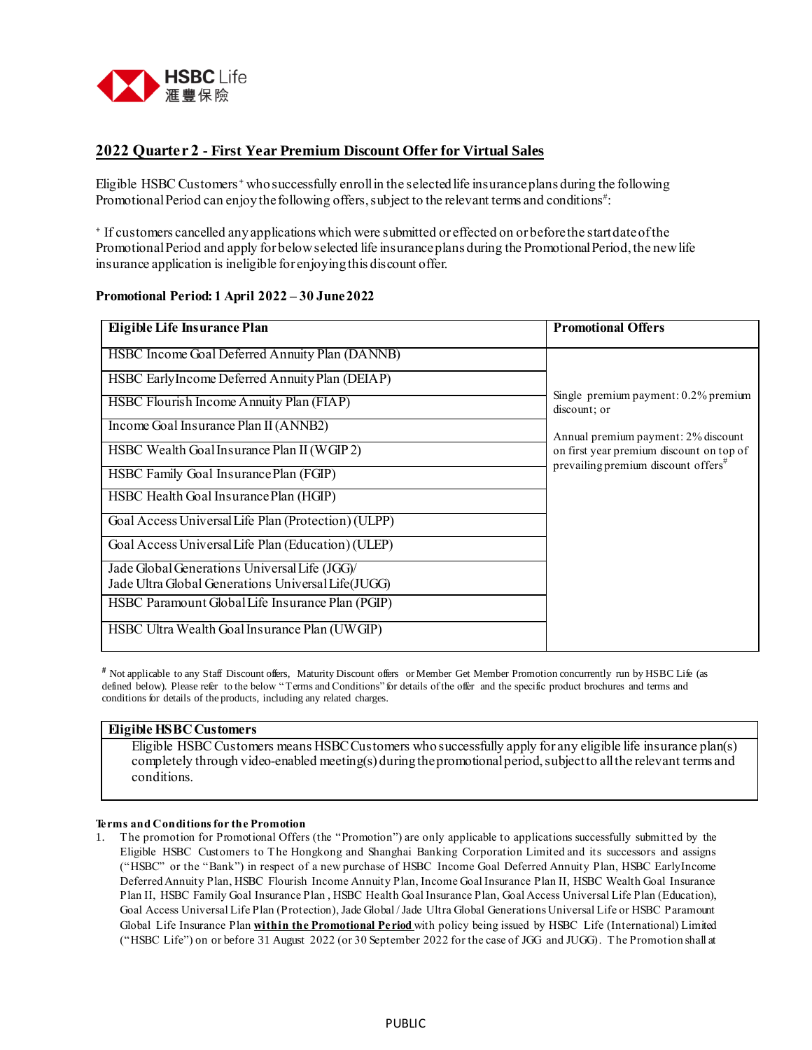## 2022 Quarter 2 - First Year Premium Discount Offer for Virtual Sales

Eligible HSBC Customers+ who successfully enroll in the selected life insurance plans during the following Promotional Period can enjoy the following offers, subject to the relevant terms and conditions#:

+ If customers cancelled any applications which were submitted or effected on or before the start date of the Promotional Period and apply for below selected life insurance plans during the Promotional Period, the new life insurance application is ineligible for enjoying this discount offer.

**Promotional Period: 1 April 2022 – 30 June 2022**

| Eligible Life Insurance Plan | Promotional Offers |
|---|---|
| HSBC Income Goal Deferred Annuity Plan (DANNB) | Single premium payment: 0.2% premium discount; or<br><br>Annual premium payment: 2% discount on first year premium discount on top of prevailing premium discount offers# |
| HSBC EarlyIncome Deferred Annuity Plan (DEIAP) | |
| HSBC Flourish Income Annuity Plan (FIAP) | |
| Income Goal Insurance Plan II (ANNB2) | |
| HSBC Wealth Goal Insurance Plan II (WGIP 2) | |
| HSBC Family Goal Insurance Plan (FGIP) | |
| HSBC Health Goal Insurance Plan (HGIP) | |
| Goal Access Universal Life Plan (Protection) (ULPP) | |
| Goal Access Universal Life Plan (Education) (ULEP) | |
| Jade Global Generations Universal Life (JGG)/<br>Jade Ultra Global Generations Universal Life(JUGG) | |
| HSBC Paramount Global Life Insurance Plan (PGIP) | |
| HSBC Ultra Wealth Goal Insurance Plan (UWGIP) | |

# Not applicable to any Staff Discount offers, Maturity Discount offers or Member Get Member Promotion concurrently run by HSBC Life (as defined below). Please refer to the below "Terms and Conditions" for details of the offer and the specific product brochures and terms and conditions for details of the products, including any related charges.

| Eligible HSBC Customers |
|---|
| Eligible HSBC Customers means HSBC Customers who successfully apply for any eligible life insurance plan(s) completely through video-enabled meeting(s) during the promotional period, subject to all the relevant terms and conditions. |

**Terms and Conditions for the Promotion**

1. The promotion for Promotional Offers (the "Promotion") are only applicable to applications successfully submitted by the Eligible HSBC Customers to The Hongkong and Shanghai Banking Corporation Limited and its successors and assigns ("HSBC" or the "Bank") in respect of a new purchase of HSBC Income Goal Deferred Annuity Plan, HSBC EarlyIncome Deferred Annuity Plan, HSBC Flourish Income Annuity Plan, Income Goal Insurance Plan II, HSBC Wealth Goal Insurance Plan II, HSBC Family Goal Insurance Plan , HSBC Health Goal Insurance Plan, Goal Access Universal Life Plan (Education), Goal Access Universal Life Plan (Protection), Jade Global / Jade Ultra Global Generations Universal Life or HSBC Paramount Global Life Insurance Plan **within the Promotional Period** with policy being issued by HSBC Life (International) Limited ("HSBC Life") on or before 31 August 2022 (or 30 September 2022 for the case of JGG and JUGG). The Promotion shall at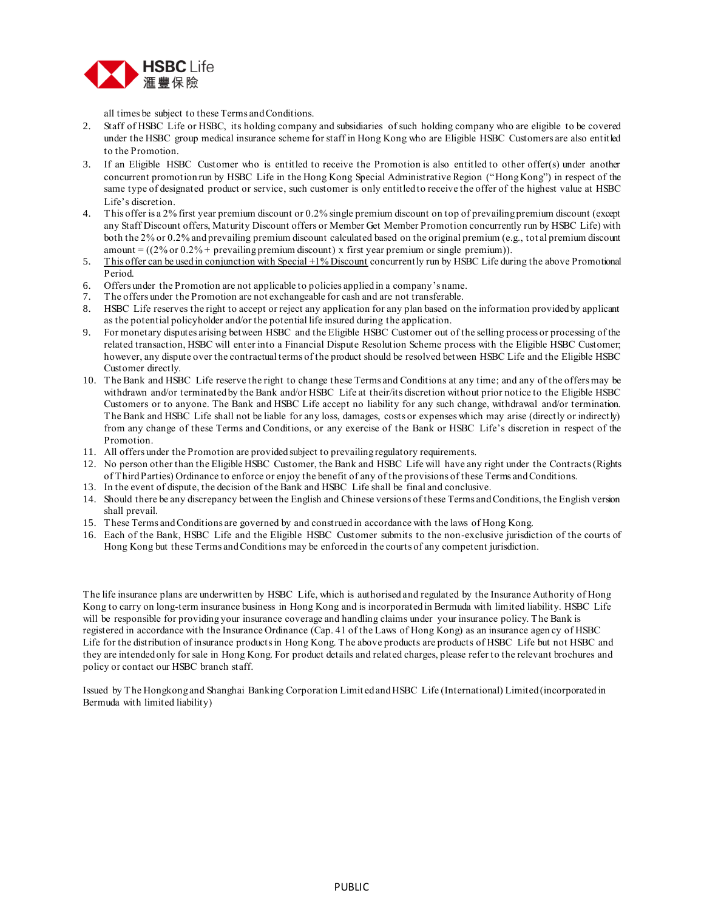all times be subject to these Terms and Conditions.

2. Staff of HSBC Life or HSBC, its holding company and subsidiaries of such holding company who are eligible to be covered under the HSBC group medical insurance scheme for staff in Hong Kong who are Eligible HSBC Customers are also entitled to the Promotion.
3. If an Eligible HSBC Customer who is entitled to receive the Promotion is also entitled to other offer(s) under another concurrent promotion run by HSBC Life in the Hong Kong Special Administrative Region ("Hong Kong") in respect of the same type of designated product or service, such customer is only entitled to receive the offer of the highest value at HSBC Life's discretion.
4. This offer is a 2% first year premium discount or 0.2% single premium discount on top of prevailing premium discount (except any Staff Discount offers, Maturity Discount offers or Member Get Member Promotion concurrently run by HSBC Life) with both the 2% or 0.2% and prevailing premium discount calculated based on the original premium (e.g., total premium discount amount = ((2% or 0.2% + prevailing premium discount) x first year premium or single premium)).
5. This offer can be used in conjunction with Special +1% Discount concurrently run by HSBC Life during the above Promotional Period.
6. Offers under the Promotion are not applicable to policies applied in a company's name.
7. The offers under the Promotion are not exchangeable for cash and are not transferable.
8. HSBC Life reserves the right to accept or reject any application for any plan based on the information provided by applicant as the potential policyholder and/or the potential life insured during the application.
9. For monetary disputes arising between HSBC and the Eligible HSBC Customer out of the selling process or processing of the related transaction, HSBC will enter into a Financial Dispute Resolution Scheme process with the Eligible HSBC Customer; however, any dispute over the contractual terms of the product should be resolved between HSBC Life and the Eligible HSBC Customer directly.
10. The Bank and HSBC Life reserve the right to change these Terms and Conditions at any time; and any of the offers may be withdrawn and/or terminated by the Bank and/or HSBC Life at their/its discretion without prior notice to the Eligible HSBC Customers or to anyone. The Bank and HSBC Life accept no liability for any such change, withdrawal and/or termination. The Bank and HSBC Life shall not be liable for any loss, damages, costs or expenses which may arise (directly or indirectly) from any change of these Terms and Conditions, or any exercise of the Bank or HSBC Life's discretion in respect of the Promotion.
11. All offers under the Promotion are provided subject to prevailing regulatory requirements.
12. No person other than the Eligible HSBC Customer, the Bank and HSBC Life will have any right under the Contracts (Rights of Third Parties) Ordinance to enforce or enjoy the benefit of any of the provisions of these Terms and Conditions.
13. In the event of dispute, the decision of the Bank and HSBC Life shall be final and conclusive.
14. Should there be any discrepancy between the English and Chinese versions of these Terms and Conditions, the English version shall prevail.
15. These Terms and Conditions are governed by and construed in accordance with the laws of Hong Kong.
16. Each of the Bank, HSBC Life and the Eligible HSBC Customer submits to the non-exclusive jurisdiction of the courts of Hong Kong but these Terms and Conditions may be enforced in the courts of any competent jurisdiction.

The life insurance plans are underwritten by HSBC Life, which is authorised and regulated by the Insurance Authority of Hong Kong to carry on long-term insurance business in Hong Kong and is incorporated in Bermuda with limited liability. HSBC Life will be responsible for providing your insurance coverage and handling claims under your insurance policy. The Bank is registered in accordance with the Insurance Ordinance (Cap. 41 of the Laws of Hong Kong) as an insurance agency of HSBC Life for the distribution of insurance products in Hong Kong. The above products are products of HSBC Life but not HSBC and they are intended only for sale in Hong Kong. For product details and related charges, please refer to the relevant brochures and policy or contact our HSBC branch staff.

Issued by The Hongkong and Shanghai Banking Corporation Limited and HSBC Life (International) Limited (incorporated in Bermuda with limited liability)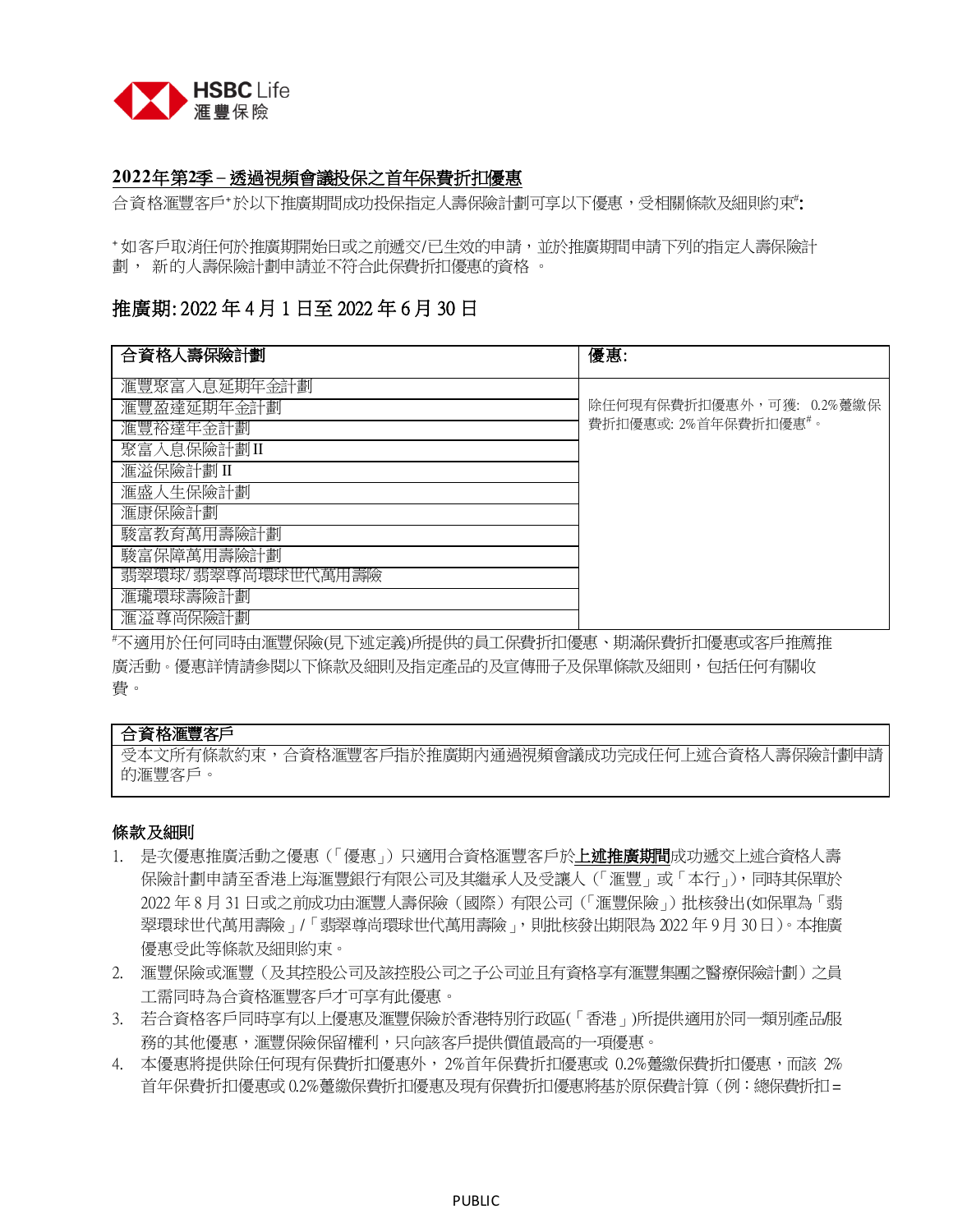## 2022年第2季 – 透過視頻會議投保之首年保費折扣優惠

合資格滙豐客戶*於以下推廣期間成功投保指定人壽保險計劃可享以下優惠，受相關條款及細則約束#:

* 如客戶取消任何於推廣期開始日或之前遞交/已生效的申請，並於推廣期間申請下列的指定人壽保險計劃， 新的人壽保險計劃申請並不符合此保費折扣優惠的資格 。

## 推廣期: 2022 年 4 月 1 日至 2022 年 6 月 30 日

| 合資格人壽保險計劃 | 優惠: |
|---|---|
| 滙豐聚富入息延期年金計劃 | 除任何現有保費折扣優惠外，可獲: 0.2%躉繳保費折扣優惠或: 2%首年保費折扣優惠#。 |
| 滙豐盈達延期年金計劃 | |
| 滙豐裕達年金計劃 | |
| 聚富入息保險計劃 II | |
| 滙溢保險計劃 II | |
| 滙盛人生保險計劃 | |
| 滙康保險計劃 | |
| 駿富教育萬用壽險計劃 | |
| 駿富保障萬用壽險計劃 | |
| 翡翠環球/ 翡翠尊尚環球世代萬用壽險 | |
| 滙瓏環球壽險計劃 | |
| 滙溢尊尚保險計劃 | |

#不適用於任何同時由滙豐保險(見下述定義)所提供的員工保費折扣優惠、期滿保費折扣優惠或客戶推薦推廣活動。優惠詳情請參閱以下條款及細則及指定產品的及宣傳冊子及保單條款及細則，包括任何有關收費。

| 合資格滙豐客戶 |
|---|
| 受本文所有條款約束，合資格滙豐客戶指於推廣期內通過視頻會議成功完成任何上述合資格人壽保險計劃申請的滙豐客戶。 |

### 條款及細則

1. 是次優惠推廣活動之優惠（「優惠」）只適用合資格滙豐客戶於**上述推廣期間**成功遞交上述合資格人壽保險計劃申請至香港上海滙豐銀行有限公司及其繼承人及受讓人（「滙豐」或「本行」），同時其保單於 2022 年 8 月 31 日或之前成功由滙豐人壽保險（國際）有限公司（「滙豐保險」）批核發出(如保單為「翡翠環球世代萬用壽險」/「翡翠尊尚環球世代萬用壽險」，則批核發出期限為 2022 年 9 月 30 日)。本推廣優惠受此等條款及細則約束。
2. 滙豐保險或滙豐（及其控股公司及該控股公司之子公司並且有資格享有滙豐集團之醫療保險計劃）之員工需同時為合資格滙豐客戶才可享有此優惠。
3. 若合資格客戶同時享有以上優惠及滙豐保險於香港特別行政區(「香港」)所提供適用於同一類別產品/服務的其他優惠，滙豐保險保留權利，只向該客戶提供價值最高的一項優惠。
4. 本優惠將提供除任何現有保費折扣優惠外，2%首年保費折扣優惠或 0.2%躉繳保費折扣優惠，而該 2%首年保費折扣優惠或 0.2%躉繳保費折扣優惠及現有保費折扣優惠將基於原保費計算（例：總保費折扣=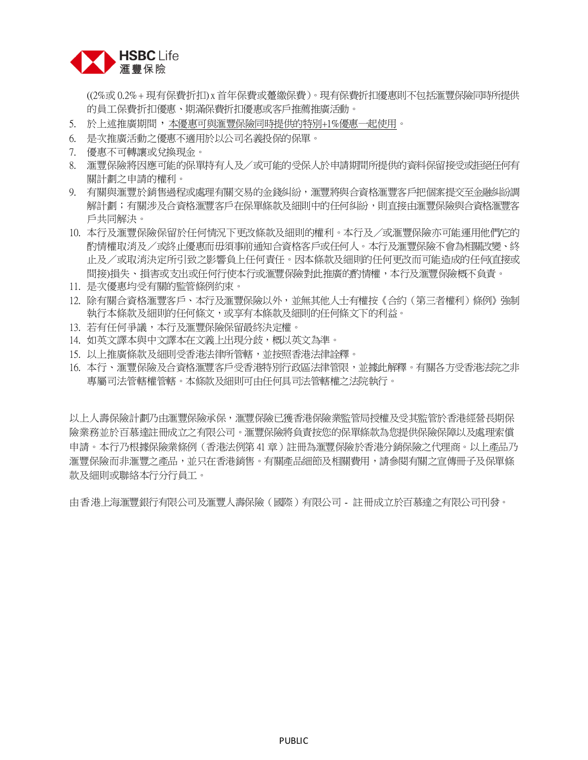((2%或 0.2% + 現有保費折扣) x 首年保費或躉繳保費)。現有保費折扣優惠則不包括滙豐保險同時所提供的員工保費折扣優惠、期滿保費折扣優惠或客戶推薦推廣活動。

5. 於上述推廣期間，<u>本優惠可與滙豐保險同時提供的特別+1%優惠一起使用</u>。
6. 是次推廣活動之優惠不適用於以公司名義投保的保單。
7. 優惠不可轉讓或兌換現金。
8. 滙豐保險將因應可能的保單持有人及／或可能的受保人於申請期間所提供的資料保留接受或拒絕任何有關計劃之申請的權利。
9. 有關與滙豐於銷售過程或處理有關交易的金錢糾紛，滙豐將與合資格滙豐客戶把個案提交至金融糾紛調解計劃；有關涉及合資格滙豐客戶在保單條款及細則中的任何糾紛，則直接由滙豐保險與合資格滙豐客戶共同解決。
10. 本行及滙豐保險保留於任何情況下更改條款及細則的權利。本行及／或滙豐保險亦可能運用他們/它的酌情權取消及／或終止優惠而毋須事前通知合資格客戶或任何人。本行及滙豐保險不會為相關改變、終止及／或取消決定所引致之影響負上任何責任。因本條款及細則的任何更改而可能造成的任何(直接或間接)損失、損害或支出或任何行使本行或滙豐保險對此推廣的酌情權，本行及滙豐保險概不負責。
11. 是次優惠均受有關的監管條例約束。
12. 除有關合資格滙豐客戶、本行及滙豐保險以外，並無其他人士有權按《合約（第三者權利）條例》強制執行本條款及細則的任何條文，或享有本條款及細則的任何條文下的利益。
13. 若有任何爭議，本行及滙豐保險保留最終決定權。
14. 如英文譯本與中文譯本在文義上出現分歧，概以英文為準。
15. 以上推廣條款及細則受香港法律所管轄，並按照香港法律詮釋。
16. 本行、滙豐保險及合資格滙豐客戶受香港特別行政區法律管限，並據此解釋。有關各方受香港法院之非專屬司法管轄權管轄。本條款及細則可由任何具司法管轄權之法院執行。

以上人壽保險計劃乃由滙豐保險承保，滙豐保險已獲香港保險業監管局授權及受其監管於香港經營長期保險業務並於百慕達註冊成立之有限公司。滙豐保險將負責按您的保單條款為您提供保險保障以及處理索償申請。本行乃根據保險業條例（香港法例第 41 章）註冊為滙豐保險於香港分銷保險之代理商。以上產品乃滙豐保險而非滙豐之產品，並只在香港銷售。有關產品細節及相關費用，請參閱有關之宣傳冊子及保單條款及細則或聯絡本行分行員工。

由香港上海滙豐銀行有限公司及滙豐人壽保險（國際）有限公司 - 註冊成立於百慕達之有限公司刊發。